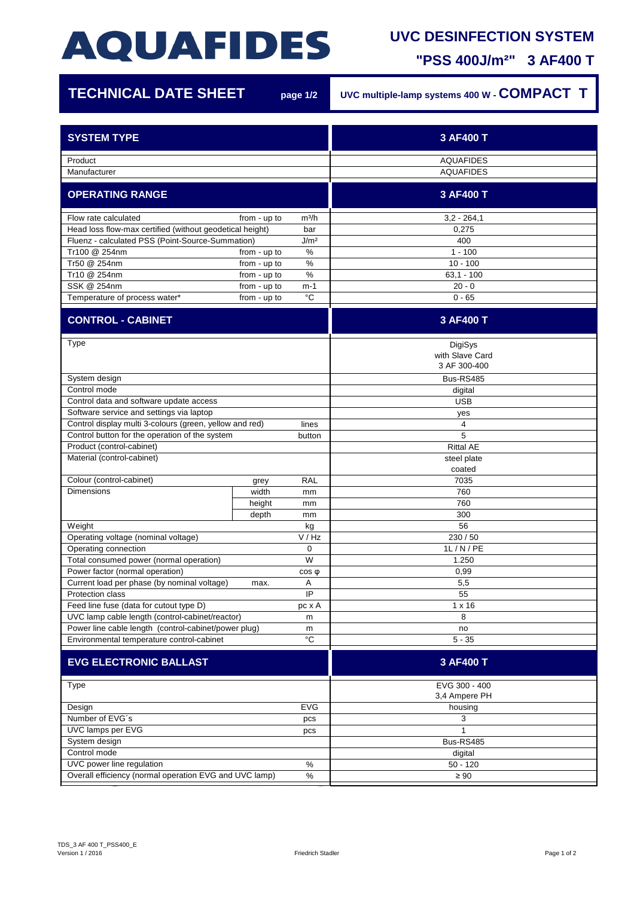# AQUAFIDES

## UVC DESINFECTION SYSTEM

## "PSS 400J/m²" 3 AF400 T

**TECHNICAL DATE SHEET** page 1/2

**UVC multiple-lamp systems 400 W - COMPACT T**

| SYSTEM TYPE | | | 3 AF400 T |
|---|---|---|---|
| Product | | | AQUAFIDES |
| Manufacturer | | | AQUAFIDES |
| **OPERATING RANGE** | | | **3 AF400 T** |
| Flow rate calculated | from - up to | m³/h | 3,2 - 264,1 |
| Head loss flow-max certified (without geodetical height) | | bar | 0,275 |
| Fluenz - calculated PSS (Point-Source-Summation) | | J/m² | 400 |
| Tr100 @ 254nm | from - up to | % | 1 - 100 |
| Tr50 @ 254nm | from - up to | % | 10 - 100 |
| Tr10 @ 254nm | from - up to | % | 63,1 - 100 |
| SSK @ 254nm | from - up to | m-1 | 20 - 0 |
| Temperature of process water* | from - up to | °C | 0 - 65 |
| **CONTROL - CABINET** | | | **3 AF400 T** |
| Type | | | DigiSys with Slave Card 3 AF 300-400 |
| System design | | | Bus-RS485 |
| Control mode | | | digital |
| Control data and software update access | | | USB |
| Software service and settings via laptop | | | yes |
| Control display multi 3-colours (green, yellow and red) | | lines | 4 |
| Control button for the operation of the system | | button | 5 |
| Product (control-cabinet) | | | Rittal AE |
| Material (control-cabinet) | | | steel plate coated |
| Colour (control-cabinet) | grey | RAL | 7035 |
| Dimensions | width | mm | 760 |
| | height | mm | 760 |
| | depth | mm | 300 |
| Weight | | kg | 56 |
| Operating voltage (nominal voltage) | | V / Hz | 230 / 50 |
| Operating connection | | 0 | 1L / N / PE |
| Total consumed power (normal operation) | | W | 1.250 |
| Power factor (normal operation) | | cos φ | 0,99 |
| Current load per phase (by nominal voltage) | max. | A | 5,5 |
| Protection class | | IP | 55 |
| Feed line fuse (data for cutout type D) | | pc x A | 1 x 16 |
| UVC lamp cable length (control-cabinet/reactor) | | m | 8 |
| Power line cable length (control-cabinet/power plug) | | m | no |
| Environmental temperature control-cabinet | | °C | 5 - 35 |
| **EVG ELECTRONIC BALLAST** | | | **3 AF400 T** |
| Type | | | EVG 300 - 400 3,4 Ampere PH |
| Design | | EVG | housing |
| Number of EVG´s | | pcs | 3 |
| UVC lamps per EVG | | pcs | 1 |
| System design | | | Bus-RS485 |
| Control mode | | | digital |
| UVC power line regulation | | % | 50 - 120 |
| Overall efficiency (normal operation EVG and UVC lamp) | | % | ≥ 90 |

TDS_3 AF 400 T_PSS400_E
Version 1 / 2016

Friedrich Stadler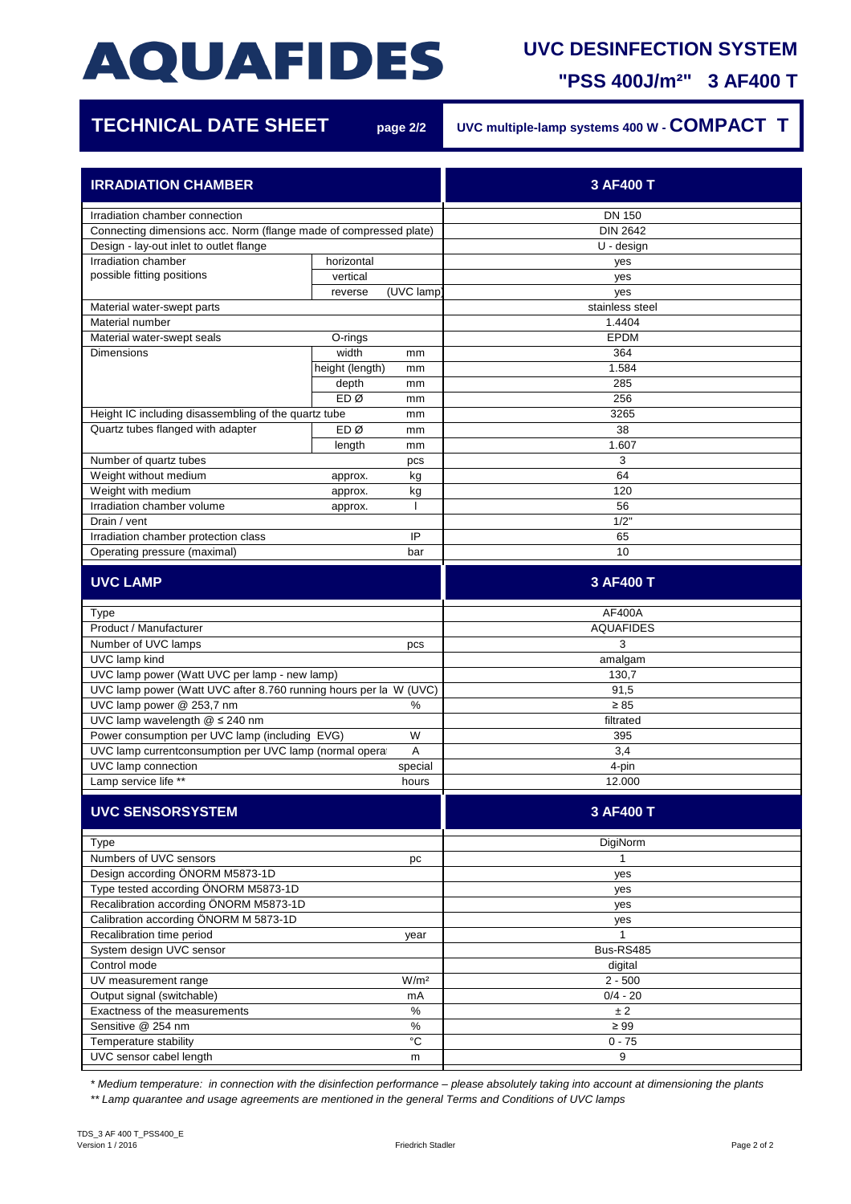# AQUAFIDES

## UVC DESINFECTION SYSTEM

## "PSS 400J/m²" 3 AF400 T

## TECHNICAL DATE SHEET

page 2/2

UVC multiple-lamp systems 400 W - **COMPACT T**

| IRRADIATION CHAMBER | | | 3 AF400 T |
|---|---|---|---|
| Irradiation chamber connection | | | DN 150 |
| Connecting dimensions acc. Norm (flange made of compressed plate) | | | DIN 2642 |
| Design - lay-out inlet to outlet flange | | | U - design |
| Irradiation chamber possible fitting positions | horizontal | | yes |
| | vertical | | yes |
| | reverse | (UVC lamp) | yes |
| Material water-swept parts | | | stainless steel |
| Material number | | | 1.4404 |
| Material water-swept seals | O-rings | | EPDM |
| Dimensions | width | mm | 364 |
| | height (length) | mm | 1.584 |
| | depth | mm | 285 |
| | ED Ø | mm | 256 |
| Height IC including disassembling of the quartz tube | | mm | 3265 |
| Quartz tubes flanged with adapter | ED Ø | mm | 38 |
| | length | mm | 1.607 |
| Number of quartz tubes | | pcs | 3 |
| Weight without medium | approx. | kg | 64 |
| Weight with medium | approx. | kg | 120 |
| Irradiation chamber volume | approx. | l | 56 |
| Drain / vent | | | 1/2" |
| Irradiation chamber protection class | | IP | 65 |
| Operating pressure (maximal) | | bar | 10 |

| UVC LAMP | | 3 AF400 T |
|---|---|---|
| Type | | AF400A |
| Product / Manufacturer | | AQUAFIDES |
| Number of UVC lamps | pcs | 3 |
| UVC lamp kind | | amalgam |
| UVC lamp power (Watt UVC per lamp - new lamp) | | 130,7 |
| UVC lamp power (Watt UVC after 8.760 running hours per la W (UVC) | | 91,5 |
| UVC lamp power @ 253,7 nm | % | ≥ 85 |
| UVC lamp wavelength @ ≤ 240 nm | | filtrated |
| Power consumption per UVC lamp (including EVG) | W | 395 |
| UVC lamp currentconsumption per UVC lamp (normal opera | A | 3,4 |
| UVC lamp connection | special | 4-pin |
| Lamp service life ** | hours | 12.000 |

| UVC SENSORSYSTEM | | 3 AF400 T |
|---|---|---|
| Type | | DigiNorm |
| Numbers of UVC sensors | pc | 1 |
| Design according ÖNORM M5873-1D | | yes |
| Type tested according ÖNORM M5873-1D | | yes |
| Recalibration according ÖNORM M5873-1D | | yes |
| Calibration according ÖNORM M 5873-1D | | yes |
| Recalibration time period | year | 1 |
| System design UVC sensor | | Bus-RS485 |
| Control mode | | digital |
| UV measurement range | W/m² | 2 - 500 |
| Output signal (switchable) | mA | 0/4 - 20 |
| Exactness of the measurements | % | ± 2 |
| Sensitive @ 254 nm | % | ≥ 99 |
| Temperature stability | °C | 0 - 75 |
| UVC sensor cabel length | m | 9 |

*\* Medium temperature: in connection with the disinfection performance – please absolutely taking into account at dimensioning the plants*

*\*\* Lamp quarantee and usage agreements are mentioned in the general Terms and Conditions of UVC lamps*

TDS_3 AF 400 T_PSS400_E
Version 1 / 2016

Friedrich Stadler